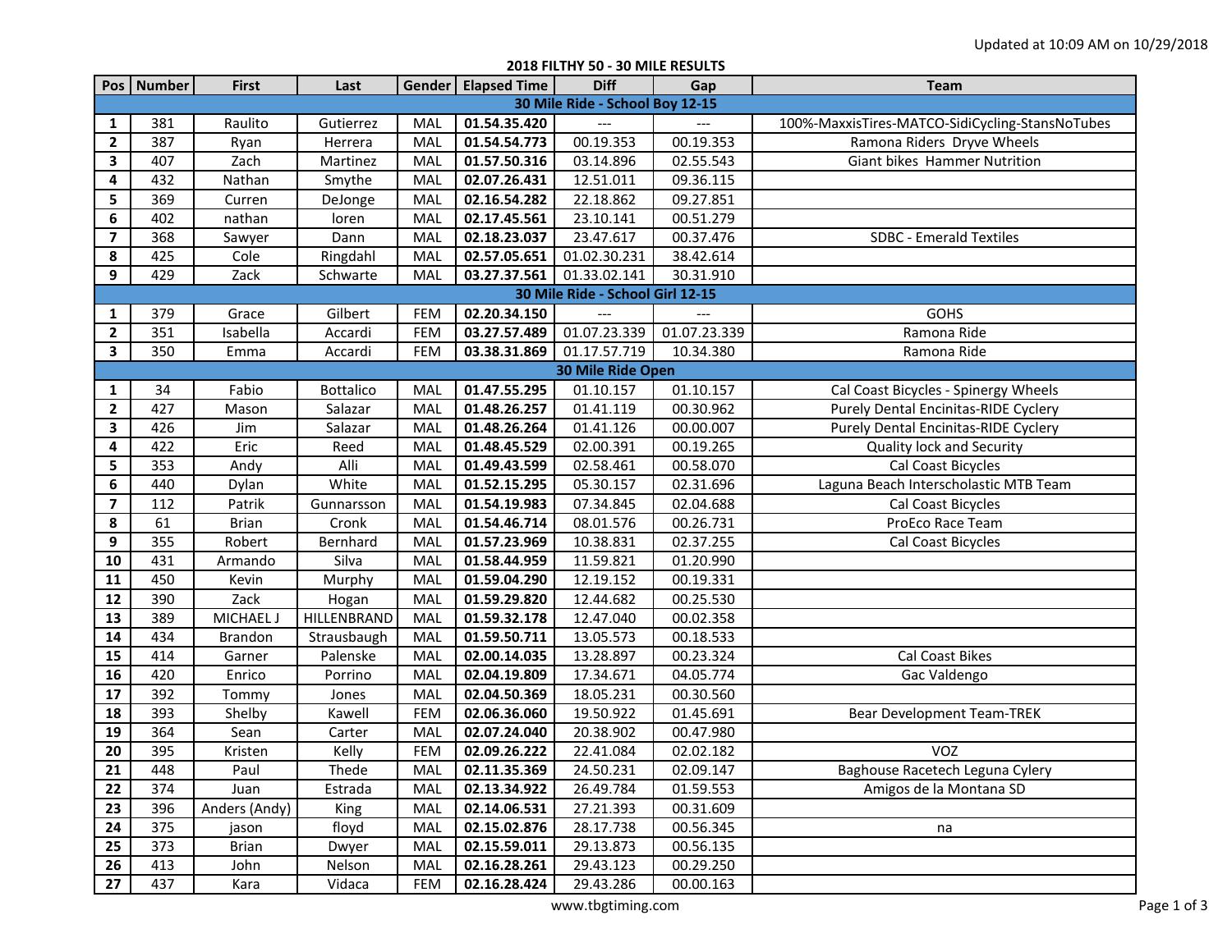Updated at 10:09 AM on 10/29/2018

## 2018 FILTHY 50 - 30 MILE RESULTS

| Pos | Number | First | Last | Gender | Elapsed Time | Diff | Gap | Team |
|---|---|---|---|---|---|---|---|---|
| **30 Mile Ride - School Boy 12-15** | | | | | | | | |
| **1** | 381 | Raulito | Gutierrez | MAL | **01.54.35.420** | --- | --- | 100%-MaxxisTires-MATCO-SidiCycling-StansNoTubes |
| **2** | 387 | Ryan | Herrera | MAL | **01.54.54.773** | 00.19.353 | 00.19.353 | Ramona Riders Dryve Wheels |
| **3** | 407 | Zach | Martinez | MAL | **01.57.50.316** | 03.14.896 | 02.55.543 | Giant bikes Hammer Nutrition |
| **4** | 432 | Nathan | Smythe | MAL | **02.07.26.431** | 12.51.011 | 09.36.115 | |
| **5** | 369 | Curren | DeJonge | MAL | **02.16.54.282** | 22.18.862 | 09.27.851 | |
| **6** | 402 | nathan | loren | MAL | **02.17.45.561** | 23.10.141 | 00.51.279 | |
| **7** | 368 | Sawyer | Dann | MAL | **02.18.23.037** | 23.47.617 | 00.37.476 | SDBC - Emerald Textiles |
| **8** | 425 | Cole | Ringdahl | MAL | **02.57.05.651** | 01.02.30.231 | 38.42.614 | |
| **9** | 429 | Zack | Schwarte | MAL | **03.27.37.561** | 01.33.02.141 | 30.31.910 | |
| **30 Mile Ride - School Girl 12-15** | | | | | | | | |
| **1** | 379 | Grace | Gilbert | FEM | **02.20.34.150** | --- | --- | GOHS |
| **2** | 351 | Isabella | Accardi | FEM | **03.27.57.489** | 01.07.23.339 | 01.07.23.339 | Ramona Ride |
| **3** | 350 | Emma | Accardi | FEM | **03.38.31.869** | 01.17.57.719 | 10.34.380 | Ramona Ride |
| **30 Mile Ride Open** | | | | | | | | |
| **1** | 34 | Fabio | Bottalico | MAL | **01.47.55.295** | 01.10.157 | 01.10.157 | Cal Coast Bicycles - Spinergy Wheels |
| **2** | 427 | Mason | Salazar | MAL | **01.48.26.257** | 01.41.119 | 00.30.962 | Purely Dental Encinitas-RIDE Cyclery |
| **3** | 426 | Jim | Salazar | MAL | **01.48.26.264** | 01.41.126 | 00.00.007 | Purely Dental Encinitas-RIDE Cyclery |
| **4** | 422 | Eric | Reed | MAL | **01.48.45.529** | 02.00.391 | 00.19.265 | Quality lock and Security |
| **5** | 353 | Andy | Alli | MAL | **01.49.43.599** | 02.58.461 | 00.58.070 | Cal Coast Bicycles |
| **6** | 440 | Dylan | White | MAL | **01.52.15.295** | 05.30.157 | 02.31.696 | Laguna Beach Interscholastic MTB Team |
| **7** | 112 | Patrik | Gunnarsson | MAL | **01.54.19.983** | 07.34.845 | 02.04.688 | Cal Coast Bicycles |
| **8** | 61 | Brian | Cronk | MAL | **01.54.46.714** | 08.01.576 | 00.26.731 | ProEco Race Team |
| **9** | 355 | Robert | Bernhard | MAL | **01.57.23.969** | 10.38.831 | 02.37.255 | Cal Coast Bicycles |
| **10** | 431 | Armando | Silva | MAL | **01.58.44.959** | 11.59.821 | 01.20.990 | |
| **11** | 450 | Kevin | Murphy | MAL | **01.59.04.290** | 12.19.152 | 00.19.331 | |
| **12** | 390 | Zack | Hogan | MAL | **01.59.29.820** | 12.44.682 | 00.25.530 | |
| **13** | 389 | MICHAEL J | HILLENBRAND | MAL | **01.59.32.178** | 12.47.040 | 00.02.358 | |
| **14** | 434 | Brandon | Strausbaugh | MAL | **01.59.50.711** | 13.05.573 | 00.18.533 | |
| **15** | 414 | Garner | Palenske | MAL | **02.00.14.035** | 13.28.897 | 00.23.324 | Cal Coast Bikes |
| **16** | 420 | Enrico | Porrino | MAL | **02.04.19.809** | 17.34.671 | 04.05.774 | Gac Valdengo |
| **17** | 392 | Tommy | Jones | MAL | **02.04.50.369** | 18.05.231 | 00.30.560 | |
| **18** | 393 | Shelby | Kawell | FEM | **02.06.36.060** | 19.50.922 | 01.45.691 | Bear Development Team-TREK |
| **19** | 364 | Sean | Carter | MAL | **02.07.24.040** | 20.38.902 | 00.47.980 | |
| **20** | 395 | Kristen | Kelly | FEM | **02.09.26.222** | 22.41.084 | 02.02.182 | VOZ |
| **21** | 448 | Paul | Thede | MAL | **02.11.35.369** | 24.50.231 | 02.09.147 | Baghouse Racetech Leguna Cylery |
| **22** | 374 | Juan | Estrada | MAL | **02.13.34.922** | 26.49.784 | 01.59.553 | Amigos de la Montana SD |
| **23** | 396 | Anders (Andy) | King | MAL | **02.14.06.531** | 27.21.393 | 00.31.609 | |
| **24** | 375 | jason | floyd | MAL | **02.15.02.876** | 28.17.738 | 00.56.345 | na |
| **25** | 373 | Brian | Dwyer | MAL | **02.15.59.011** | 29.13.873 | 00.56.135 | |
| **26** | 413 | John | Nelson | MAL | **02.16.28.261** | 29.43.123 | 00.29.250 | |
| **27** | 437 | Kara | Vidaca | FEM | **02.16.28.424** | 29.43.286 | 00.00.163 | |

www.tbgtiming.com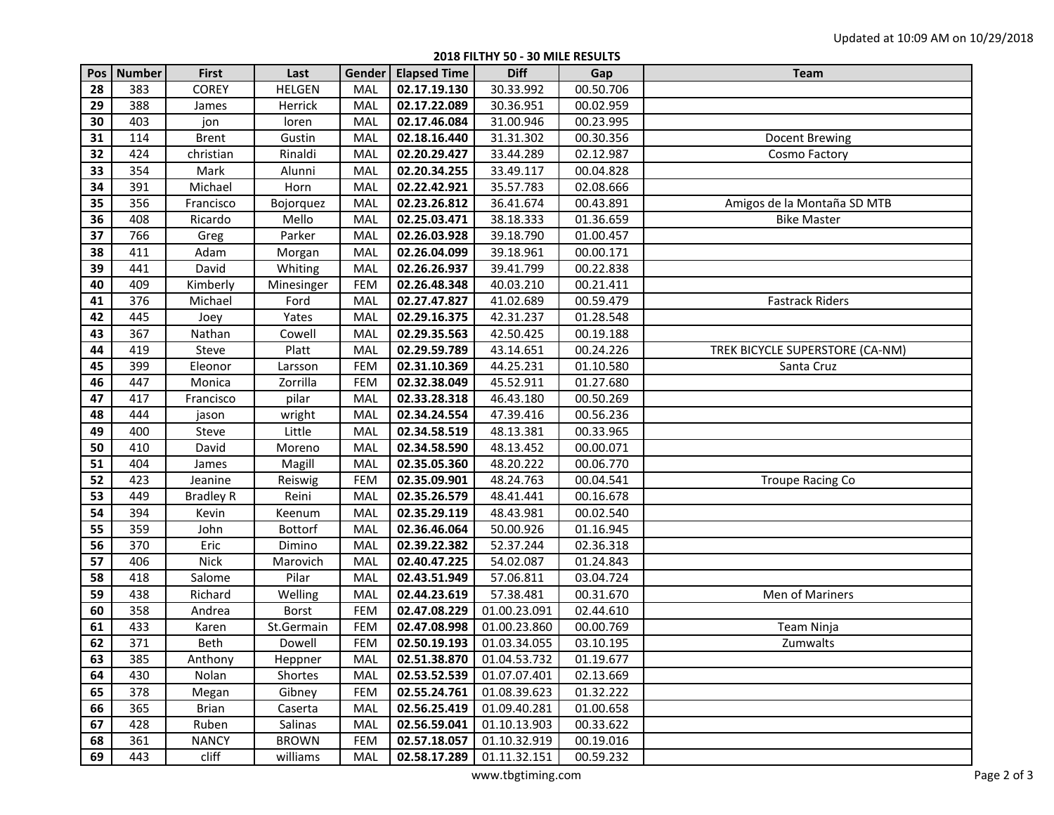Updated at 10:09 AM on 10/29/2018

**2018 FILTHY 50 - 30 MILE RESULTS**

| Pos | Number | First | Last | Gender | Elapsed Time | Diff | Gap | Team |
|---|---|---|---|---|---|---|---|---|
| **28** | 383 | COREY | HELGEN | MAL | **02.17.19.130** | 30.33.992 | 00.50.706 | |
| **29** | 388 | James | Herrick | MAL | **02.17.22.089** | 30.36.951 | 00.02.959 | |
| **30** | 403 | jon | loren | MAL | **02.17.46.084** | 31.00.946 | 00.23.995 | |
| **31** | 114 | Brent | Gustin | MAL | **02.18.16.440** | 31.31.302 | 00.30.356 | Docent Brewing |
| **32** | 424 | christian | Rinaldi | MAL | **02.20.29.427** | 33.44.289 | 02.12.987 | Cosmo Factory |
| **33** | 354 | Mark | Alunni | MAL | **02.20.34.255** | 33.49.117 | 00.04.828 | |
| **34** | 391 | Michael | Horn | MAL | **02.22.42.921** | 35.57.783 | 02.08.666 | |
| **35** | 356 | Francisco | Bojorquez | MAL | **02.23.26.812** | 36.41.674 | 00.43.891 | Amigos de la Montaña SD MTB |
| **36** | 408 | Ricardo | Mello | MAL | **02.25.03.471** | 38.18.333 | 01.36.659 | Bike Master |
| **37** | 766 | Greg | Parker | MAL | **02.26.03.928** | 39.18.790 | 01.00.457 | |
| **38** | 411 | Adam | Morgan | MAL | **02.26.04.099** | 39.18.961 | 00.00.171 | |
| **39** | 441 | David | Whiting | MAL | **02.26.26.937** | 39.41.799 | 00.22.838 | |
| **40** | 409 | Kimberly | Minesinger | FEM | **02.26.48.348** | 40.03.210 | 00.21.411 | |
| **41** | 376 | Michael | Ford | MAL | **02.27.47.827** | 41.02.689 | 00.59.479 | Fastrack Riders |
| **42** | 445 | Joey | Yates | MAL | **02.29.16.375** | 42.31.237 | 01.28.548 | |
| **43** | 367 | Nathan | Cowell | MAL | **02.29.35.563** | 42.50.425 | 00.19.188 | |
| **44** | 419 | Steve | Platt | MAL | **02.29.59.789** | 43.14.651 | 00.24.226 | TREK BICYCLE SUPERSTORE (CA-NM) |
| **45** | 399 | Eleonor | Larsson | FEM | **02.31.10.369** | 44.25.231 | 01.10.580 | Santa Cruz |
| **46** | 447 | Monica | Zorrilla | FEM | **02.32.38.049** | 45.52.911 | 01.27.680 | |
| **47** | 417 | Francisco | pilar | MAL | **02.33.28.318** | 46.43.180 | 00.50.269 | |
| **48** | 444 | jason | wright | MAL | **02.34.24.554** | 47.39.416 | 00.56.236 | |
| **49** | 400 | Steve | Little | MAL | **02.34.58.519** | 48.13.381 | 00.33.965 | |
| **50** | 410 | David | Moreno | MAL | **02.34.58.590** | 48.13.452 | 00.00.071 | |
| **51** | 404 | James | Magill | MAL | **02.35.05.360** | 48.20.222 | 00.06.770 | |
| **52** | 423 | Jeanine | Reiswig | FEM | **02.35.09.901** | 48.24.763 | 00.04.541 | Troupe Racing Co |
| **53** | 449 | Bradley R | Reini | MAL | **02.35.26.579** | 48.41.441 | 00.16.678 | |
| **54** | 394 | Kevin | Keenum | MAL | **02.35.29.119** | 48.43.981 | 00.02.540 | |
| **55** | 359 | John | Bottorf | MAL | **02.36.46.064** | 50.00.926 | 01.16.945 | |
| **56** | 370 | Eric | Dimino | MAL | **02.39.22.382** | 52.37.244 | 02.36.318 | |
| **57** | 406 | Nick | Marovich | MAL | **02.40.47.225** | 54.02.087 | 01.24.843 | |
| **58** | 418 | Salome | Pilar | MAL | **02.43.51.949** | 57.06.811 | 03.04.724 | |
| **59** | 438 | Richard | Welling | MAL | **02.44.23.619** | 57.38.481 | 00.31.670 | Men of Mariners |
| **60** | 358 | Andrea | Borst | FEM | **02.47.08.229** | 01.00.23.091 | 02.44.610 | |
| **61** | 433 | Karen | St.Germain | FEM | **02.47.08.998** | 01.00.23.860 | 00.00.769 | Team Ninja |
| **62** | 371 | Beth | Dowell | FEM | **02.50.19.193** | 01.03.34.055 | 03.10.195 | Zumwalts |
| **63** | 385 | Anthony | Heppner | MAL | **02.51.38.870** | 01.04.53.732 | 01.19.677 | |
| **64** | 430 | Nolan | Shortes | MAL | **02.53.52.539** | 01.07.07.401 | 02.13.669 | |
| **65** | 378 | Megan | Gibney | FEM | **02.55.24.761** | 01.08.39.623 | 01.32.222 | |
| **66** | 365 | Brian | Caserta | MAL | **02.56.25.419** | 01.09.40.281 | 01.00.658 | |
| **67** | 428 | Ruben | Salinas | MAL | **02.56.59.041** | 01.10.13.903 | 00.33.622 | |
| **68** | 361 | NANCY | BROWN | FEM | **02.57.18.057** | 01.10.32.919 | 00.19.016 | |
| **69** | 443 | cliff | williams | MAL | **02.58.17.289** | 01.11.32.151 | 00.59.232 | |

www.tbgtiming.com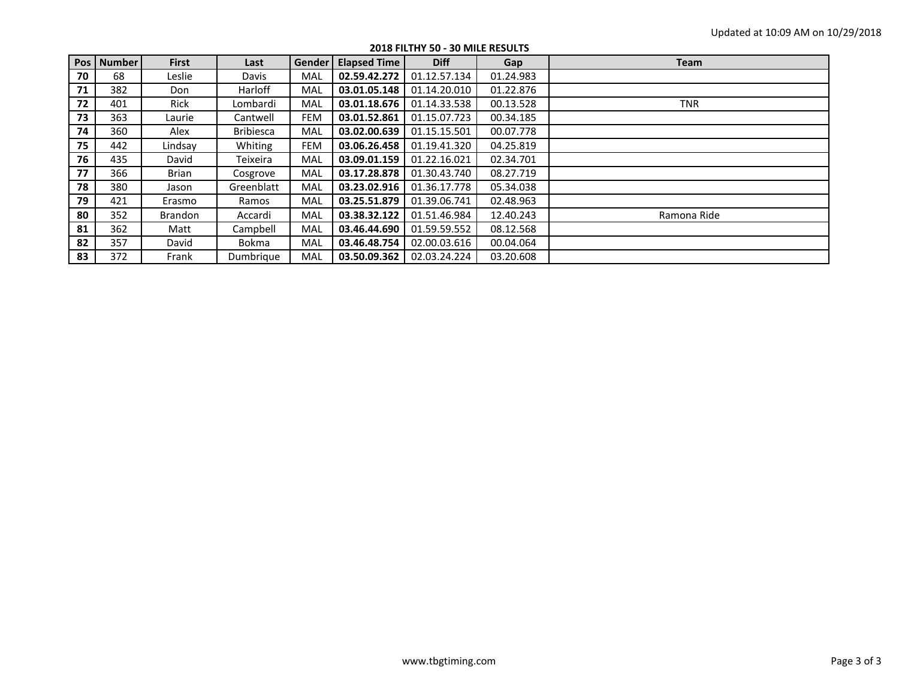**2018 FILTHY 50 - 30 MILE RESULTS**

| Pos | Number | First | Last | Gender | Elapsed Time | Diff | Gap | Team |
|---|---|---|---|---|---|---|---|---|
| **70** | 68 | Leslie | Davis | MAL | **02.59.42.272** | 01.12.57.134 | 01.24.983 | |
| **71** | 382 | Don | Harloff | MAL | **03.01.05.148** | 01.14.20.010 | 01.22.876 | |
| **72** | 401 | Rick | Lombardi | MAL | **03.01.18.676** | 01.14.33.538 | 00.13.528 | TNR |
| **73** | 363 | Laurie | Cantwell | FEM | **03.01.52.861** | 01.15.07.723 | 00.34.185 | |
| **74** | 360 | Alex | Bribiesca | MAL | **03.02.00.639** | 01.15.15.501 | 00.07.778 | |
| **75** | 442 | Lindsay | Whiting | FEM | **03.06.26.458** | 01.19.41.320 | 04.25.819 | |
| **76** | 435 | David | Teixeira | MAL | **03.09.01.159** | 01.22.16.021 | 02.34.701 | |
| **77** | 366 | Brian | Cosgrove | MAL | **03.17.28.878** | 01.30.43.740 | 08.27.719 | |
| **78** | 380 | Jason | Greenblatt | MAL | **03.23.02.916** | 01.36.17.778 | 05.34.038 | |
| **79** | 421 | Erasmo | Ramos | MAL | **03.25.51.879** | 01.39.06.741 | 02.48.963 | |
| **80** | 352 | Brandon | Accardi | MAL | **03.38.32.122** | 01.51.46.984 | 12.40.243 | Ramona Ride |
| **81** | 362 | Matt | Campbell | MAL | **03.46.44.690** | 01.59.59.552 | 08.12.568 | |
| **82** | 357 | David | Bokma | MAL | **03.46.48.754** | 02.00.03.616 | 00.04.064 | |
| **83** | 372 | Frank | Dumbrique | MAL | **03.50.09.362** | 02.03.24.224 | 03.20.608 | |